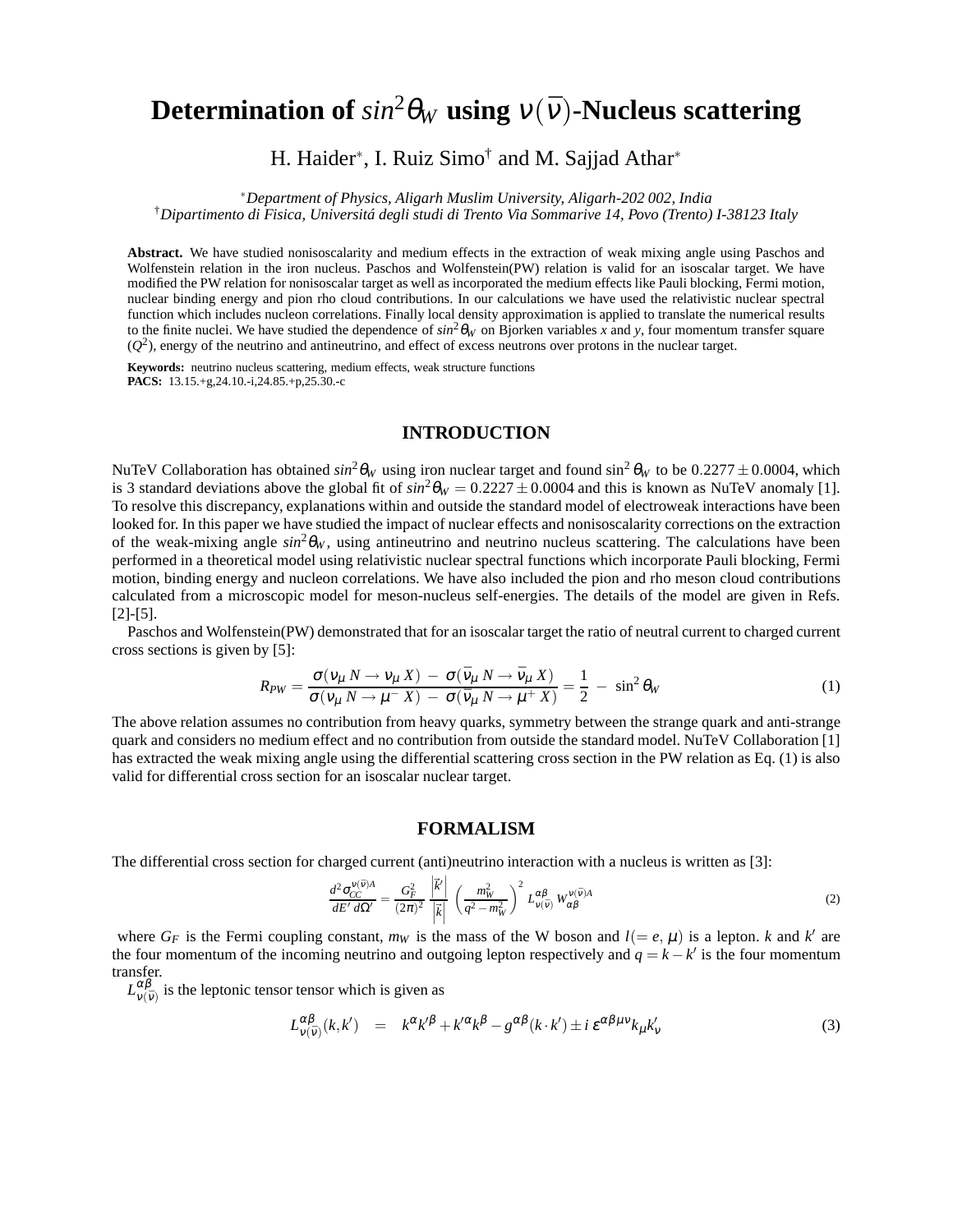# Determination of $sin^2\theta_W$ using $\nu(\bar{\nu})$-Nucleus scattering

H. Haider*, I. Ruiz Simo† and M. Sajjad Athar*

*Department of Physics, Aligarh Muslim University, Aligarh-202 002, India
†Dipartimento di Fisica, Universitá degli studi di Trento Via Sommarive 14, Povo (Trento) I-38123 Italy

**Abstract.** We have studied nonisoscalarity and medium effects in the extraction of weak mixing angle using Paschos and Wolfenstein relation in the iron nucleus. Paschos and Wolfenstein(PW) relation is valid for an isoscalar target. We have modified the PW relation for nonisoscalar target as well as incorporated the medium effects like Pauli blocking, Fermi motion, nuclear binding energy and pion rho cloud contributions. In our calculations we have used the relativistic nuclear spectral function which includes nucleon correlations. Finally local density approximation is applied to translate the numerical results to the finite nuclei. We have studied the dependence of $sin^2\theta_W$ on Bjorken variables $x$ and $y$, four momentum transfer square ($Q^2$), energy of the neutrino and antineutrino, and effect of excess neutrons over protons in the nuclear target.

**Keywords:** neutrino nucleus scattering, medium effects, weak structure functions
**PACS:** 13.15.+g,24.10.-i,24.85.+p,25.30.-c

## INTRODUCTION

NuTeV Collaboration has obtained $sin^2\theta_W$ using iron nuclear target and found $\sin^2\theta_W$ to be $0.2277\pm0.0004$, which is 3 standard deviations above the global fit of $sin^2\theta_W = 0.2227\pm0.0004$ and this is known as NuTeV anomaly [1]. To resolve this discrepancy, explanations within and outside the standard model of electroweak interactions have been looked for. In this paper we have studied the impact of nuclear effects and nonisoscalarity corrections on the extraction of the weak-mixing angle $sin^2\theta_W$, using antineutrino and neutrino nucleus scattering. The calculations have been performed in a theoretical model using relativistic nuclear spectral functions which incorporate Pauli blocking, Fermi motion, binding energy and nucleon correlations. We have also included the pion and rho meson cloud contributions calculated from a microscopic model for meson-nucleus self-energies. The details of the model are given in Refs. [2]-[5].

Paschos and Wolfenstein(PW) demonstrated that for an isoscalar target the ratio of neutral current to charged current cross sections is given by [5]:

$$R_{PW} = \frac{\sigma(\nu_\mu\, N \to \nu_\mu\, X)\; -\; \sigma(\bar{\nu}_\mu\, N \to \bar{\nu}_\mu\, X)}{\sigma(\nu_\mu\, N \to \mu^-\, X)\; -\; \sigma(\bar{\nu}_\mu\, N \to \mu^+\, X)} = \frac{1}{2}\; -\; \sin^2\theta_W \tag{1}$$

The above relation assumes no contribution from heavy quarks, symmetry between the strange quark and anti-strange quark and considers no medium effect and no contribution from outside the standard model. NuTeV Collaboration [1] has extracted the weak mixing angle using the differential scattering cross section in the PW relation as Eq. (1) is also valid for differential cross section for an isoscalar nuclear target.

## FORMALISM

The differential cross section for charged current (anti)neutrino interaction with a nucleus is written as [3]:

$$\frac{d^2\sigma_{CC}^{\nu(\bar{\nu})A}}{dE'\, d\Omega'} = \frac{G_F^2}{(2\pi)^2}\, \frac{|\vec{k}'|}{|\vec{k}|}\, \left(\frac{m_W^2}{q^2-m_W^2}\right)^2 L^{\alpha\beta}_{\nu(\bar{\nu})}\, W^{\nu(\bar{\nu})A}_{\alpha\beta} \tag{2}$$

where $G_F$ is the Fermi coupling constant, $m_W$ is the mass of the W boson and $l(=e,\mu)$ is a lepton. $k$ and $k'$ are the four momentum of the incoming neutrino and outgoing lepton respectively and $q = k - k'$ is the four momentum transfer.

$L^{\alpha\beta}_{\nu(\bar{\nu})}$ is the leptonic tensor tensor which is given as

$$L^{\alpha\beta}_{\nu(\bar{\nu})}(k,k') \;\;=\;\; k^{\alpha}k'^{\beta} + k'^{\alpha}k^{\beta} - g^{\alpha\beta}(k\cdot k') \pm i\,\varepsilon^{\alpha\beta\mu\nu}k_\mu k'_\nu \tag{3}$$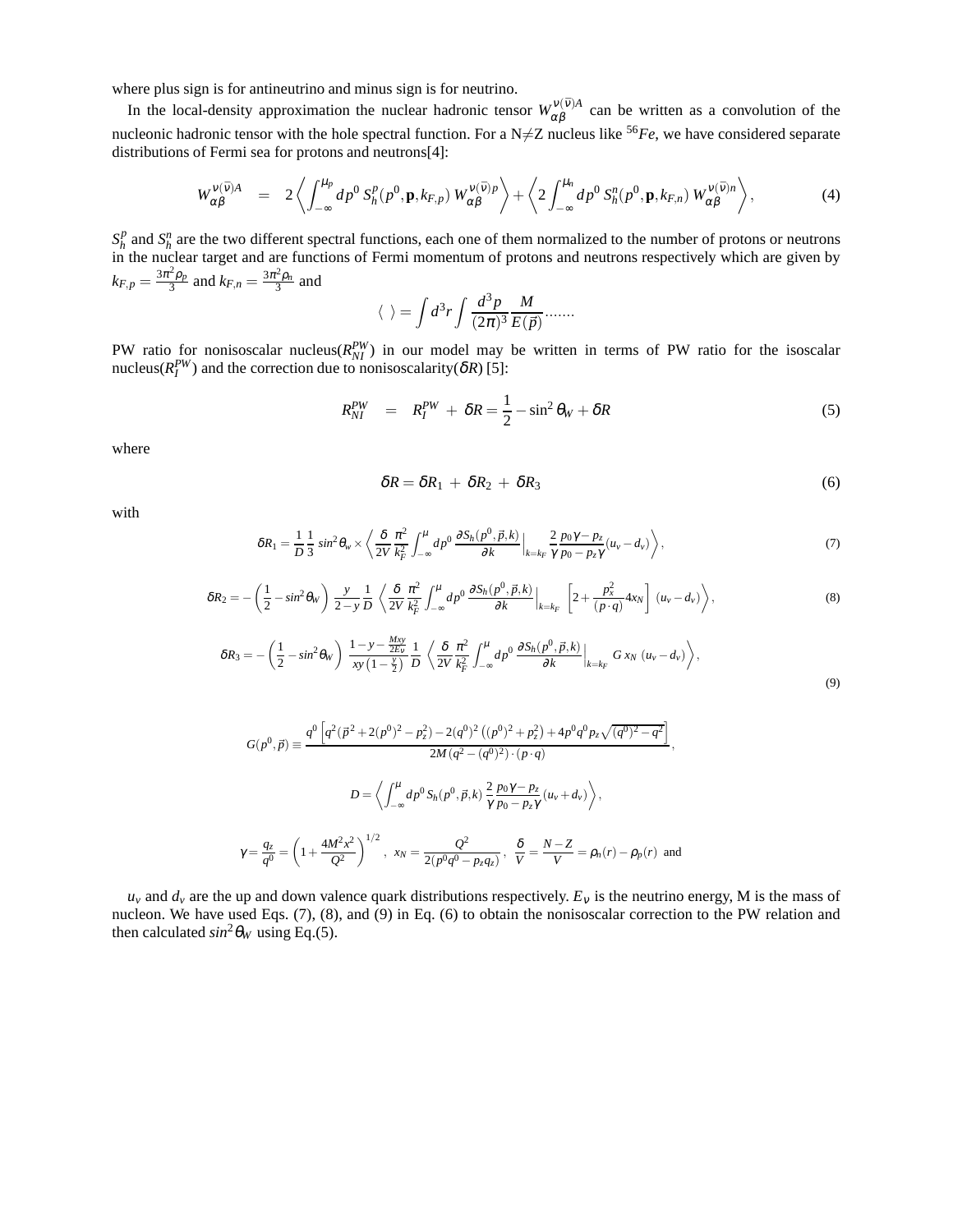where plus sign is for antineutrino and minus sign is for neutrino.

In the local-density approximation the nuclear hadronic tensor $W^{\nu(\bar{\nu})A}_{\alpha\beta}$ can be written as a convolution of the nucleonic hadronic tensor with the hole spectral function. For a N$\neq$Z nucleus like $^{56}Fe$, we have considered separate distributions of Fermi sea for protons and neutrons[4]:

$$W^{\nu(\bar{\nu})A}_{\alpha\beta} \;\; = \;\; 2\left\langle \int_{-\infty}^{\mu_p} dp^0 \, S_h^p(p^0,\mathbf{p},k_{F,p}) \, W^{\nu(\bar{\nu})p}_{\alpha\beta} \right\rangle + \left\langle 2\int_{-\infty}^{\mu_n} dp^0 \, S_h^n(p^0,\mathbf{p},k_{F,n}) \, W^{\nu(\bar{\nu})n}_{\alpha\beta} \right\rangle, \tag{4}$$

$S_h^p$ and $S_h^n$ are the two different spectral functions, each one of them normalized to the number of protons or neutrons in the nuclear target and are functions of Fermi momentum of protons and neutrons respectively which are given by $k_{F,p} = \frac{3\pi^2\rho_p}{3}$ and $k_{F,n} = \frac{3\pi^2\rho_n}{3}$ and

$$\langle \;\; \rangle = \int d^3r \int \frac{d^3p}{(2\pi)^3} \frac{M}{E(\vec{p})} .......$$

PW ratio for nonisoscalar nucleus($R^{PW}_{NI}$) in our model may be written in terms of PW ratio for the isoscalar nucleus($R^{PW}_{I}$) and the correction due to nonisoscalarity($\delta R$) [5]:

$$R^{PW}_{NI} \;\; = \;\; R^{PW}_{I} \, + \, \delta R = \frac{1}{2} - \sin^2\theta_W + \delta R \tag{5}$$

where

$$\delta R = \delta R_1 \, + \, \delta R_2 \, + \, \delta R_3 \tag{6}$$

with

$$\delta R_1 = \frac{1}{D}\frac{1}{3}\, sin^2\theta_w \times \left\langle \frac{\delta}{2V}\frac{\pi^2}{k_F^2}\int_{-\infty}^{\mu} dp^0 \, \frac{\partial S_h(p^0,\vec{p},k)}{\partial k}\Big|_{k=k_F} \frac{2}{\gamma}\frac{p_0\gamma - p_z}{p_0 - p_z\gamma}(u_v - d_v) \right\rangle, \tag{7}$$

$$\delta R_2 = -\left(\frac{1}{2} - sin^2\theta_W\right) \frac{y}{2-y}\frac{1}{D} \left\langle \frac{\delta}{2V}\frac{\pi^2}{k_F^2}\int_{-\infty}^{\mu} dp^0 \, \frac{\partial S_h(p^0,\vec{p},k)}{\partial k}\Big|_{k=k_F} \left[2 + \frac{p_x^2}{(p\cdot q)}4x_N\right] \, (u_v - d_v) \right\rangle, \tag{8}$$

$$\delta R_3 = -\left(\frac{1}{2} - sin^2\theta_W\right) \frac{1 - y - \frac{Mxy}{2E\nu}}{xy\left(1-\frac{y}{2}\right)}\frac{1}{D} \left\langle \frac{\delta}{2V}\frac{\pi^2}{k_F^2}\int_{-\infty}^{\mu} dp^0 \, \frac{\partial S_h(p^0,\vec{p},k)}{\partial k}\Big|_{k=k_F} G \, x_N \, (u_v - d_v) \right\rangle, \tag{9}$$

$$G(p^0,\vec{p}) \equiv \frac{q^0\left[q^2(\vec{p}^{\,2} + 2(p^0)^2 - p_z^2) - 2(q^0)^2\left((p^0)^2 + p_z^2\right) + 4p^0q^0p_z\sqrt{(q^0)^2 - q^2}\right]}{2M(q^2-(q^0)^2)\cdot(p\cdot q)},$$

$$D = \left\langle \int_{-\infty}^{\mu} dp^0 \, S_h(p^0,\vec{p},k)\, \frac{2}{\gamma}\frac{p_0\gamma - p_z}{p_0 - p_z\gamma}(u_v + d_v) \right\rangle,$$

$$\gamma = \frac{q_z}{q^0} = \left(1 + \frac{4M^2x^2}{Q^2}\right)^{1/2}, \;\; x_N = \frac{Q^2}{2(p^0q^0 - p_zq_z)}, \;\; \frac{\delta}{V} = \frac{N-Z}{V} = \rho_n(r) - \rho_p(r) \;\text{ and}$$

$u_v$ and $d_v$ are the up and down valence quark distributions respectively. $E_\nu$ is the neutrino energy, M is the mass of nucleon. We have used Eqs. (7), (8), and (9) in Eq. (6) to obtain the nonisoscalar correction to the PW relation and then calculated $sin^2\theta_W$ using Eq.(5).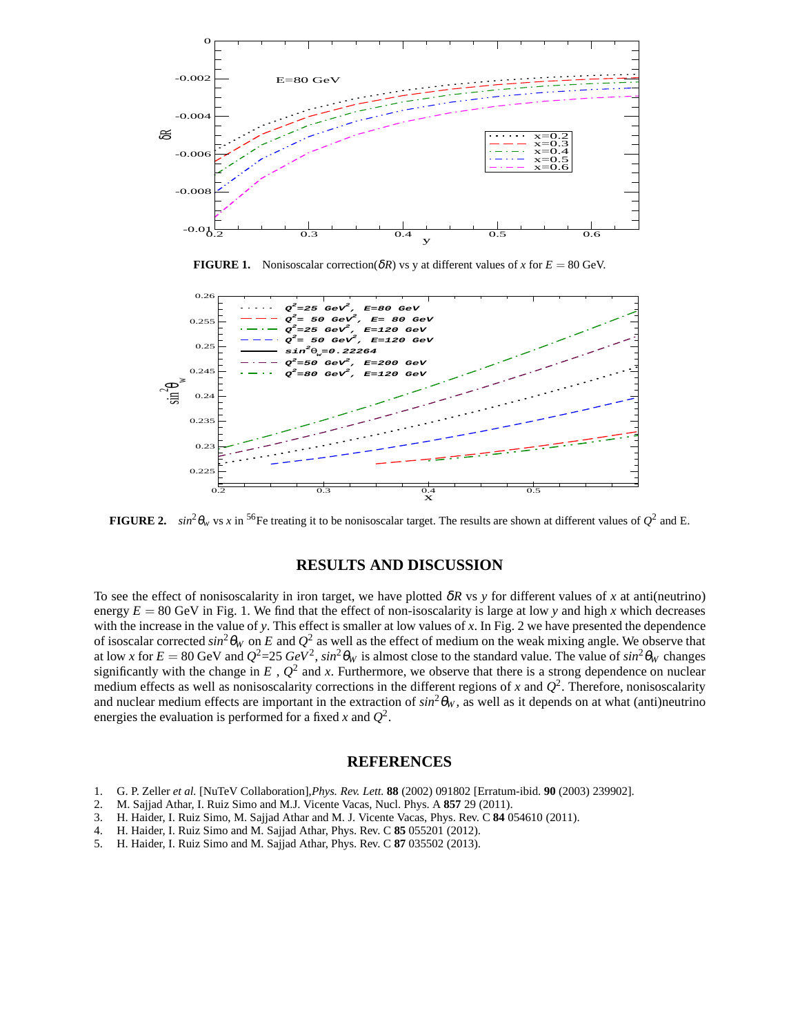0
-0.002
-0.004
-0.006
-0.008
-0.01
δR
E=80 GeV
x=0.2
x=0.3
x=0.4
x=0.5
x=0.6
0.2
0.3
0.4
0.5
0.6
y

**FIGURE 1.** Nonisoscalar correction($\delta R$) vs y at different values of $x$ for $E = 80$ GeV.

0.26
0.255
0.25
0.245
0.24
0.235
0.23
0.225
$sin^2\theta_w$
$Q^2$=25 GeV$^2$, E=80 GeV
$Q^2$= 50 GeV$^2$, E= 80 GeV
$Q^2$=25 GeV$^2$, E=120 GeV
$Q^2$= 50 GeV$^2$, E=120 GeV
$sin^2\theta_w$=0.22264
$Q^2$=50 GeV$^2$, E=200 GeV
$Q^2$=80 GeV$^2$, E=120 GeV
0.2
0.3
0.4
0.5
x

**FIGURE 2.** $sin^2\theta_w$ vs $x$ in $^{56}$Fe treating it to be nonisoscalar target. The results are shown at different values of $Q^2$ and E.

## RESULTS AND DISCUSSION

To see the effect of nonisoscalarity in iron target, we have plotted $\delta R$ vs $y$ for different values of $x$ at anti(neutrino) energy $E = 80$ GeV in Fig. 1. We find that the effect of non-isoscalarity is large at low $y$ and high $x$ which decreases with the increase in the value of $y$. This effect is smaller at low values of $x$. In Fig. 2 we have presented the dependence of isoscalar corrected $sin^2\theta_W$ on $E$ and $Q^2$ as well as the effect of medium on the weak mixing angle. We observe that at low $x$ for $E = 80$ GeV and $Q^2$=25 $GeV^2$, $sin^2\theta_W$ is almost close to the standard value. The value of $sin^2\theta_W$ changes significantly with the change in $E$ , $Q^2$ and $x$. Furthermore, we observe that there is a strong dependence on nuclear medium effects as well as nonisoscalarity corrections in the different regions of $x$ and $Q^2$. Therefore, nonisoscalarity and nuclear medium effects are important in the extraction of $sin^2\theta_W$, as well as it depends on at what (anti)neutrino energies the evaluation is performed for a fixed $x$ and $Q^2$.

## REFERENCES

1. G. P. Zeller *et al.* [NuTeV Collaboration], *Phys. Rev. Lett.* **88** (2002) 091802 [Erratum-ibid. **90** (2003) 239902].
2. M. Sajjad Athar, I. Ruiz Simo and M.J. Vicente Vacas, Nucl. Phys. A **857** 29 (2011).
3. H. Haider, I. Ruiz Simo, M. Sajjad Athar and M. J. Vicente Vacas, Phys. Rev. C **84** 054610 (2011).
4. H. Haider, I. Ruiz Simo and M. Sajjad Athar, Phys. Rev. C **85** 055201 (2012).
5. H. Haider, I. Ruiz Simo and M. Sajjad Athar, Phys. Rev. C **87** 035502 (2013).